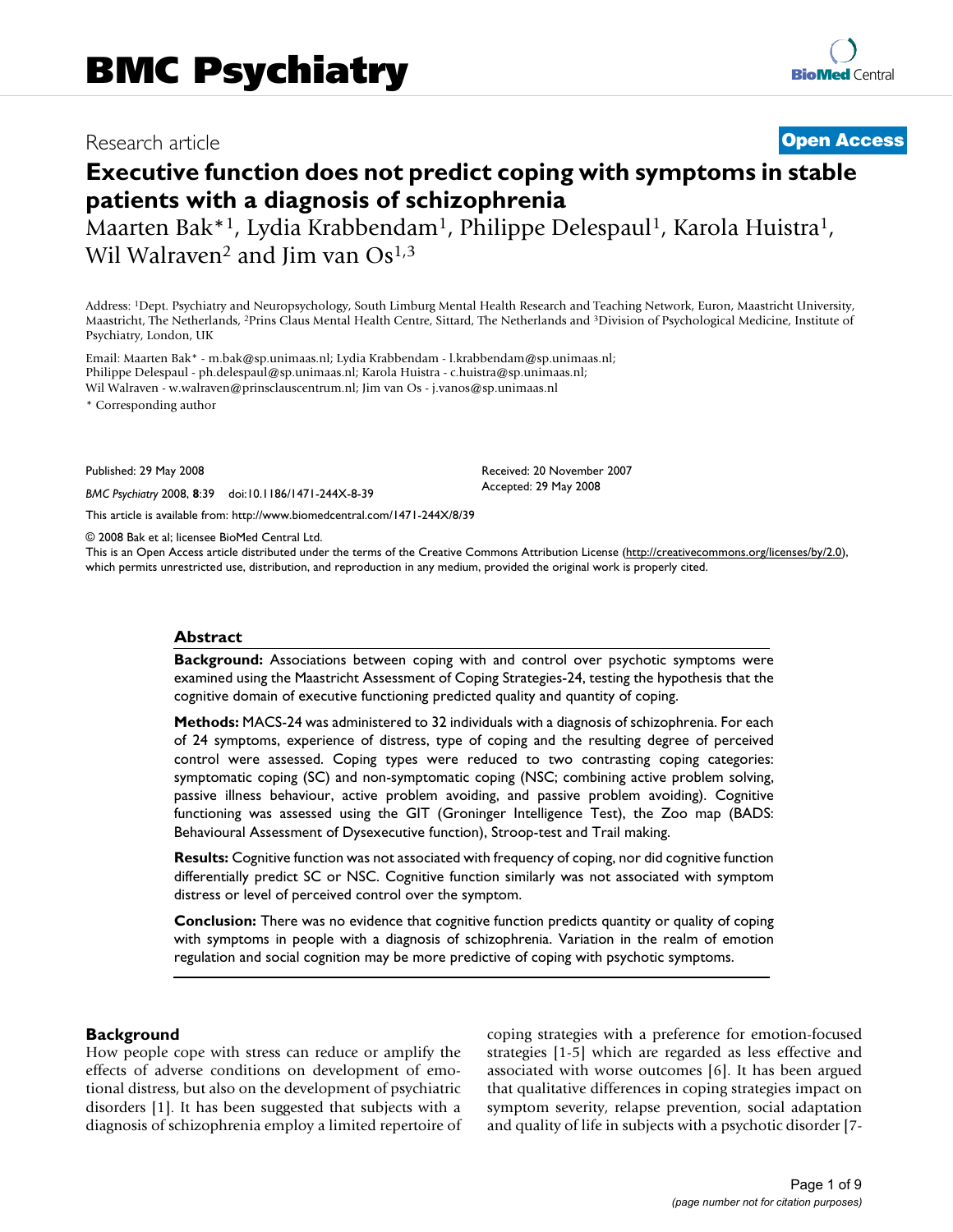# BMC Psychiatry

Research article

**Open Access**

# Executive function does not predict coping with symptoms in stable patients with a diagnosis of schizophrenia

Maarten Bak*[1], Lydia Krabbendam[1], Philippe Delespaul[1], Karola Huistra[1], Wil Walraven[2] and Jim van Os[1,3]

Address: [1]Dept. Psychiatry and Neuropsychology, South Limburg Mental Health Research and Teaching Network, Euron, Maastricht University, Maastricht, The Netherlands, [2]Prins Claus Mental Health Centre, Sittard, The Netherlands and [3]Division of Psychological Medicine, Institute of Psychiatry, London, UK

Email: Maarten Bak* - m.bak@sp.unimaas.nl; Lydia Krabbendam - l.krabbendam@sp.unimaas.nl; Philippe Delespaul - ph.delespaul@sp.unimaas.nl; Karola Huistra - c.huistra@sp.unimaas.nl; Wil Walraven - w.walraven@prinsclauscentrum.nl; Jim van Os - j.vanos@sp.unimaas.nl

* Corresponding author

Published: 29 May 2008

*BMC Psychiatry* 2008, **8**:39 doi:10.1186/1471-244X-8-39

Received: 20 November 2007
Accepted: 29 May 2008

This article is available from: http://www.biomedcentral.com/1471-244X/8/39

© 2008 Bak et al; licensee BioMed Central Ltd.

This is an Open Access article distributed under the terms of the Creative Commons Attribution License (http://creativecommons.org/licenses/by/2.0), which permits unrestricted use, distribution, and reproduction in any medium, provided the original work is properly cited.

## Abstract

**Background:** Associations between coping with and control over psychotic symptoms were examined using the Maastricht Assessment of Coping Strategies-24, testing the hypothesis that the cognitive domain of executive functioning predicted quality and quantity of coping.

**Methods:** MACS-24 was administered to 32 individuals with a diagnosis of schizophrenia. For each of 24 symptoms, experience of distress, type of coping and the resulting degree of perceived control were assessed. Coping types were reduced to two contrasting coping categories: symptomatic coping (SC) and non-symptomatic coping (NSC; combining active problem solving, passive illness behaviour, active problem avoiding, and passive problem avoiding). Cognitive functioning was assessed using the GIT (Groninger Intelligence Test), the Zoo map (BADS: Behavioural Assessment of Dysexecutive function), Stroop-test and Trail making.

**Results:** Cognitive function was not associated with frequency of coping, nor did cognitive function differentially predict SC or NSC. Cognitive function similarly was not associated with symptom distress or level of perceived control over the symptom.

**Conclusion:** There was no evidence that cognitive function predicts quantity or quality of coping with symptoms in people with a diagnosis of schizophrenia. Variation in the realm of emotion regulation and social cognition may be more predictive of coping with psychotic symptoms.

## Background

How people cope with stress can reduce or amplify the effects of adverse conditions on development of emotional distress, but also on the development of psychiatric disorders [1]. It has been suggested that subjects with a diagnosis of schizophrenia employ a limited repertoire of coping strategies with a preference for emotion-focused strategies [1-5] which are regarded as less effective and associated with worse outcomes [6]. It has been argued that qualitative differences in coping strategies impact on symptom severity, relapse prevention, social adaptation and quality of life in subjects with a psychotic disorder [7-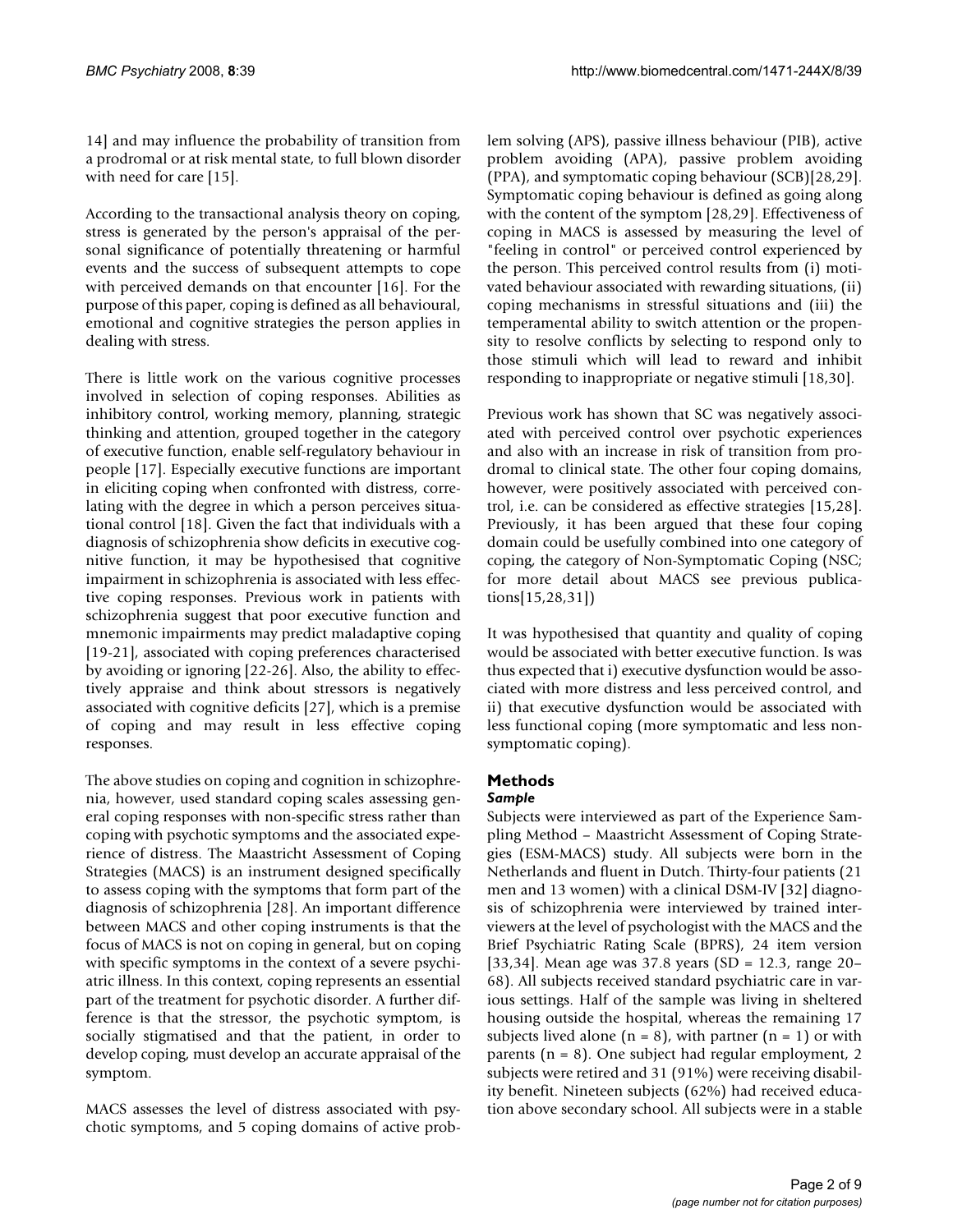14] and may influence the probability of transition from a prodromal or at risk mental state, to full blown disorder with need for care [15].

According to the transactional analysis theory on coping, stress is generated by the person's appraisal of the personal significance of potentially threatening or harmful events and the success of subsequent attempts to cope with perceived demands on that encounter [16]. For the purpose of this paper, coping is defined as all behavioural, emotional and cognitive strategies the person applies in dealing with stress.

There is little work on the various cognitive processes involved in selection of coping responses. Abilities as inhibitory control, working memory, planning, strategic thinking and attention, grouped together in the category of executive function, enable self-regulatory behaviour in people [17]. Especially executive functions are important in eliciting coping when confronted with distress, correlating with the degree in which a person perceives situational control [18]. Given the fact that individuals with a diagnosis of schizophrenia show deficits in executive cognitive function, it may be hypothesised that cognitive impairment in schizophrenia is associated with less effective coping responses. Previous work in patients with schizophrenia suggest that poor executive function and mnemonic impairments may predict maladaptive coping [19-21], associated with coping preferences characterised by avoiding or ignoring [22-26]. Also, the ability to effectively appraise and think about stressors is negatively associated with cognitive deficits [27], which is a premise of coping and may result in less effective coping responses.

The above studies on coping and cognition in schizophrenia, however, used standard coping scales assessing general coping responses with non-specific stress rather than coping with psychotic symptoms and the associated experience of distress. The Maastricht Assessment of Coping Strategies (MACS) is an instrument designed specifically to assess coping with the symptoms that form part of the diagnosis of schizophrenia [28]. An important difference between MACS and other coping instruments is that the focus of MACS is not on coping in general, but on coping with specific symptoms in the context of a severe psychiatric illness. In this context, coping represents an essential part of the treatment for psychotic disorder. A further difference is that the stressor, the psychotic symptom, is socially stigmatised and that the patient, in order to develop coping, must develop an accurate appraisal of the symptom.

MACS assesses the level of distress associated with psychotic symptoms, and 5 coping domains of active problem solving (APS), passive illness behaviour (PIB), active problem avoiding (APA), passive problem avoiding (PPA), and symptomatic coping behaviour (SCB)[28,29]. Symptomatic coping behaviour is defined as going along with the content of the symptom [28,29]. Effectiveness of coping in MACS is assessed by measuring the level of "feeling in control" or perceived control experienced by the person. This perceived control results from (i) motivated behaviour associated with rewarding situations, (ii) coping mechanisms in stressful situations and (iii) the temperamental ability to switch attention or the propensity to resolve conflicts by selecting to respond only to those stimuli which will lead to reward and inhibit responding to inappropriate or negative stimuli [18,30].

Previous work has shown that SC was negatively associated with perceived control over psychotic experiences and also with an increase in risk of transition from prodromal to clinical state. The other four coping domains, however, were positively associated with perceived control, i.e. can be considered as effective strategies [15,28]. Previously, it has been argued that these four coping domain could be usefully combined into one category of coping, the category of Non-Symptomatic Coping (NSC; for more detail about MACS see previous publications[15,28,31])

It was hypothesised that quantity and quality of coping would be associated with better executive function. Is was thus expected that i) executive dysfunction would be associated with more distress and less perceived control, and ii) that executive dysfunction would be associated with less functional coping (more symptomatic and less non-symptomatic coping).

## Methods

### *Sample*

Subjects were interviewed as part of the Experience Sampling Method – Maastricht Assessment of Coping Strategies (ESM-MACS) study. All subjects were born in the Netherlands and fluent in Dutch. Thirty-four patients (21 men and 13 women) with a clinical DSM-IV [32] diagnosis of schizophrenia were interviewed by trained interviewers at the level of psychologist with the MACS and the Brief Psychiatric Rating Scale (BPRS), 24 item version [33,34]. Mean age was 37.8 years (SD = 12.3, range 20–68). All subjects received standard psychiatric care in various settings. Half of the sample was living in sheltered housing outside the hospital, whereas the remaining 17 subjects lived alone (n = 8), with partner (n = 1) or with parents (n = 8). One subject had regular employment, 2 subjects were retired and 31 (91%) were receiving disability benefit. Nineteen subjects (62%) had received education above secondary school. All subjects were in a stable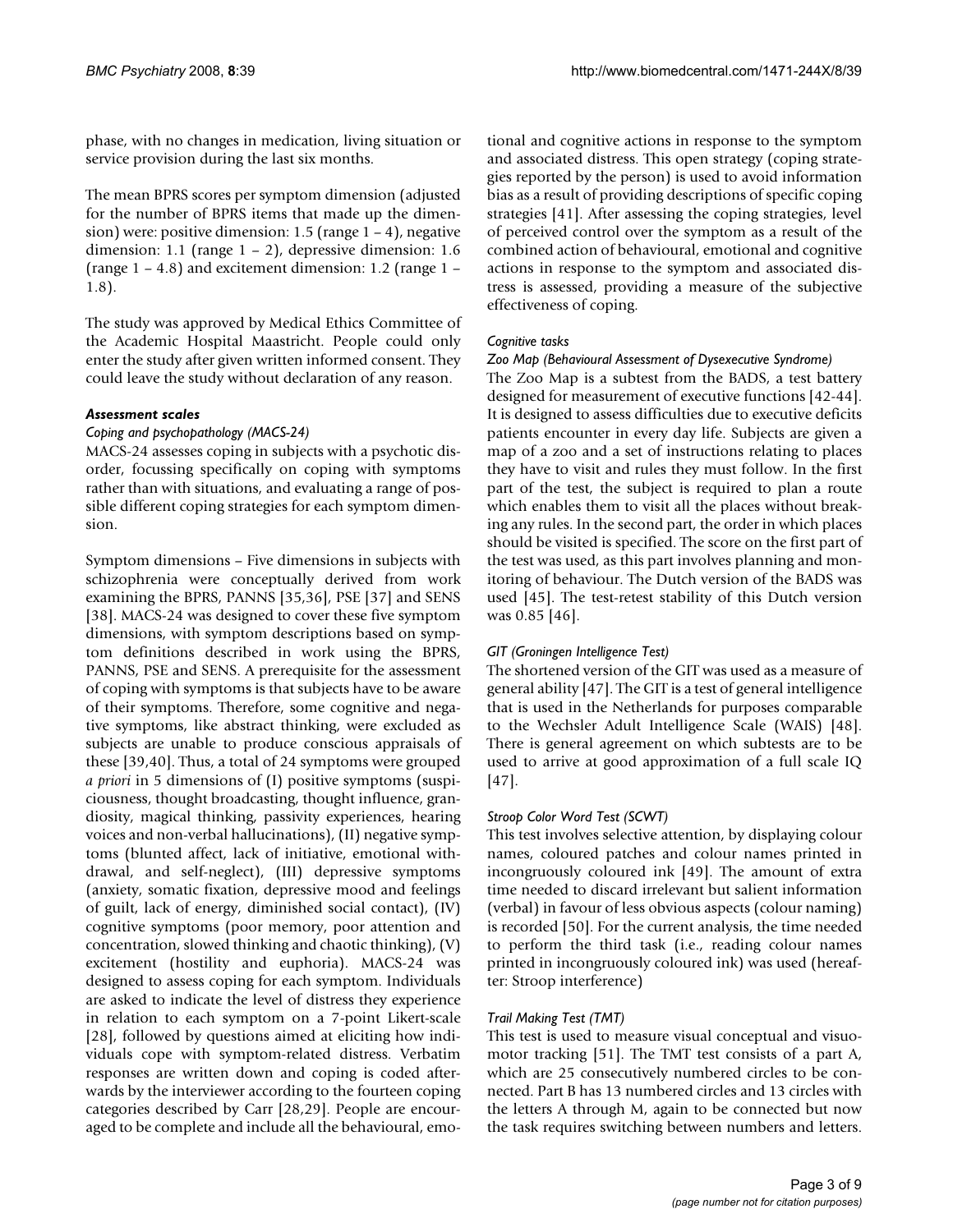phase, with no changes in medication, living situation or service provision during the last six months.

The mean BPRS scores per symptom dimension (adjusted for the number of BPRS items that made up the dimension) were: positive dimension: 1.5 (range 1 – 4), negative dimension: 1.1 (range 1 – 2), depressive dimension: 1.6 (range 1 – 4.8) and excitement dimension: 1.2 (range 1 – 1.8).

The study was approved by Medical Ethics Committee of the Academic Hospital Maastricht. People could only enter the study after given written informed consent. They could leave the study without declaration of any reason.

### Assessment scales

#### *Coping and psychopathology (MACS-24)*

MACS-24 assesses coping in subjects with a psychotic disorder, focussing specifically on coping with symptoms rather than with situations, and evaluating a range of possible different coping strategies for each symptom dimension.

Symptom dimensions – Five dimensions in subjects with schizophrenia were conceptually derived from work examining the BPRS, PANNS [35,36], PSE [37] and SENS [38]. MACS-24 was designed to cover these five symptom dimensions, with symptom descriptions based on symptom definitions described in work using the BPRS, PANNS, PSE and SENS. A prerequisite for the assessment of coping with symptoms is that subjects have to be aware of their symptoms. Therefore, some cognitive and negative symptoms, like abstract thinking, were excluded as subjects are unable to produce conscious appraisals of these [39,40]. Thus, a total of 24 symptoms were grouped *a priori* in 5 dimensions of (I) positive symptoms (suspiciousness, thought broadcasting, thought influence, grandiosity, magical thinking, passivity experiences, hearing voices and non-verbal hallucinations), (II) negative symptoms (blunted affect, lack of initiative, emotional withdrawal, and self-neglect), (III) depressive symptoms (anxiety, somatic fixation, depressive mood and feelings of guilt, lack of energy, diminished social contact), (IV) cognitive symptoms (poor memory, poor attention and concentration, slowed thinking and chaotic thinking), (V) excitement (hostility and euphoria). MACS-24 was designed to assess coping for each symptom. Individuals are asked to indicate the level of distress they experience in relation to each symptom on a 7-point Likert-scale [28], followed by questions aimed at eliciting how individuals cope with symptom-related distress. Verbatim responses are written down and coping is coded afterwards by the interviewer according to the fourteen coping categories described by Carr [28,29]. People are encouraged to be complete and include all the behavioural, emotional and cognitive actions in response to the symptom and associated distress. This open strategy (coping strategies reported by the person) is used to avoid information bias as a result of providing descriptions of specific coping strategies [41]. After assessing the coping strategies, level of perceived control over the symptom as a result of the combined action of behavioural, emotional and cognitive actions in response to the symptom and associated distress is assessed, providing a measure of the subjective effectiveness of coping.

#### *Cognitive tasks*

#### *Zoo Map (Behavioural Assessment of Dysexecutive Syndrome)*

The Zoo Map is a subtest from the BADS, a test battery designed for measurement of executive functions [42-44]. It is designed to assess difficulties due to executive deficits patients encounter in every day life. Subjects are given a map of a zoo and a set of instructions relating to places they have to visit and rules they must follow. In the first part of the test, the subject is required to plan a route which enables them to visit all the places without breaking any rules. In the second part, the order in which places should be visited is specified. The score on the first part of the test was used, as this part involves planning and monitoring of behaviour. The Dutch version of the BADS was used [45]. The test-retest stability of this Dutch version was 0.85 [46].

#### *GIT (Groningen Intelligence Test)*

The shortened version of the GIT was used as a measure of general ability [47]. The GIT is a test of general intelligence that is used in the Netherlands for purposes comparable to the Wechsler Adult Intelligence Scale (WAIS) [48]. There is general agreement on which subtests are to be used to arrive at good approximation of a full scale IQ [47].

#### *Stroop Color Word Test (SCWT)*

This test involves selective attention, by displaying colour names, coloured patches and colour names printed in incongruously coloured ink [49]. The amount of extra time needed to discard irrelevant but salient information (verbal) in favour of less obvious aspects (colour naming) is recorded [50]. For the current analysis, the time needed to perform the third task (i.e., reading colour names printed in incongruously coloured ink) was used (hereafter: Stroop interference)

#### *Trail Making Test (TMT)*

This test is used to measure visual conceptual and visuomotor tracking [51]. The TMT test consists of a part A, which are 25 consecutively numbered circles to be connected. Part B has 13 numbered circles and 13 circles with the letters A through M, again to be connected but now the task requires switching between numbers and letters.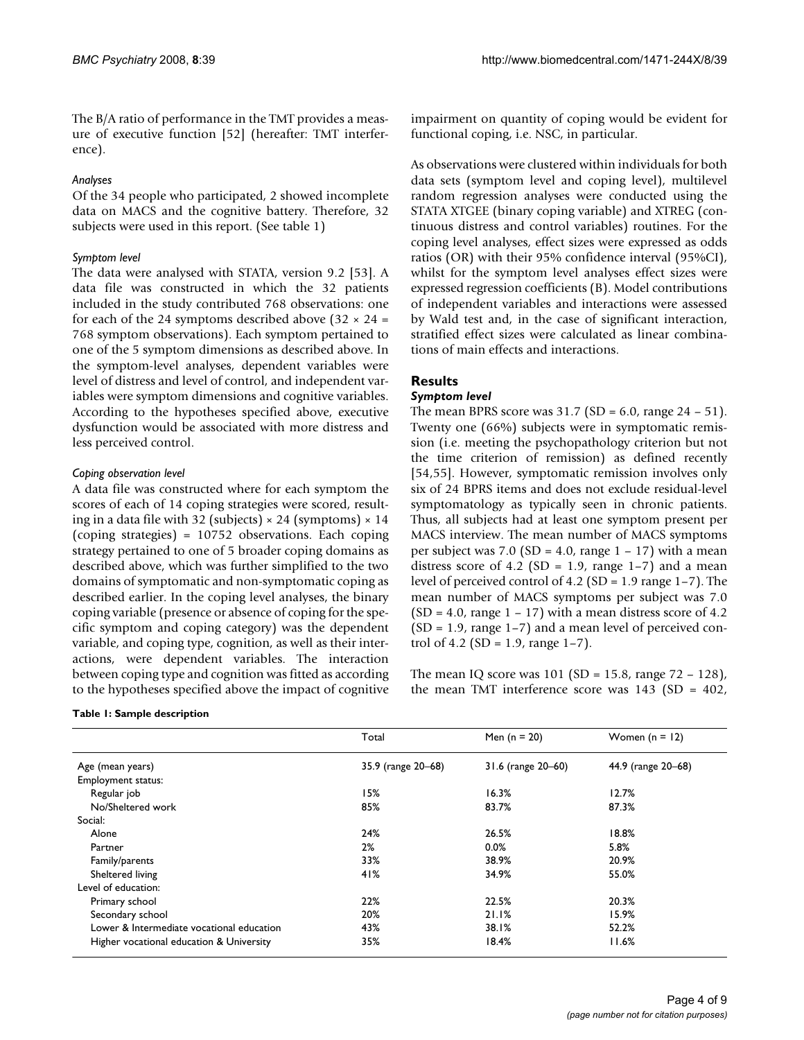The B/A ratio of performance in the TMT provides a measure of executive function [52] (hereafter: TMT interference).

#### *Analyses*

Of the 34 people who participated, 2 showed incomplete data on MACS and the cognitive battery. Therefore, 32 subjects were used in this report. (See table 1)

#### *Symptom level*

The data were analysed with STATA, version 9.2 [53]. A data file was constructed in which the 32 patients included in the study contributed 768 observations: one for each of the 24 symptoms described above ($32 \times 24 = 768$ symptom observations). Each symptom pertained to one of the 5 symptom dimensions as described above. In the symptom-level analyses, dependent variables were level of distress and level of control, and independent variables were symptom dimensions and cognitive variables. According to the hypotheses specified above, executive dysfunction would be associated with more distress and less perceived control.

#### *Coping observation level*

A data file was constructed where for each symptom the scores of each of 14 coping strategies were scored, resulting in a data file with 32 (subjects) × 24 (symptoms) × 14 (coping strategies) = 10752 observations. Each coping strategy pertained to one of 5 broader coping domains as described above, which was further simplified to the two domains of symptomatic and non-symptomatic coping as described earlier. In the coping level analyses, the binary coping variable (presence or absence of coping for the specific symptom and coping category) was the dependent variable, and coping type, cognition, as well as their interactions, were dependent variables. The interaction between coping type and cognition was fitted as according to the hypotheses specified above the impact of cognitive impairment on quantity of coping would be evident for functional coping, i.e. NSC, in particular.

As observations were clustered within individuals for both data sets (symptom level and coping level), multilevel random regression analyses were conducted using the STATA XTGEE (binary coping variable) and XTREG (continuous distress and control variables) routines. For the coping level analyses, effect sizes were expressed as odds ratios (OR) with their 95% confidence interval (95%CI), whilst for the symptom level analyses effect sizes were expressed regression coefficients (B). Model contributions of independent variables and interactions were assessed by Wald test and, in the case of significant interaction, stratified effect sizes were calculated as linear combinations of main effects and interactions.

## Results

### *Symptom level*

The mean BPRS score was 31.7 (SD = 6.0, range 24 – 51). Twenty one (66%) subjects were in symptomatic remission (i.e. meeting the psychopathology criterion but not the time criterion of remission) as defined recently [54,55]. However, symptomatic remission involves only six of 24 BPRS items and does not exclude residual-level symptomatology as typically seen in chronic patients. Thus, all subjects had at least one symptom present per MACS interview. The mean number of MACS symptoms per subject was 7.0 (SD = 4.0, range 1 – 17) with a mean distress score of 4.2 (SD = 1.9, range 1–7) and a mean level of perceived control of 4.2 (SD = 1.9 range 1–7). The mean number of MACS symptoms per subject was 7.0 (SD = 4.0, range 1 – 17) with a mean distress score of 4.2 (SD = 1.9, range 1–7) and a mean level of perceived control of 4.2 (SD = 1.9, range 1–7).

The mean IQ score was 101 (SD = 15.8, range 72 – 128), the mean TMT interference score was 143 (SD = 402,

**Table 1: Sample description**

| | Total | Men (n = 20) | Women (n = 12) |
|---|---|---|---|
| Age (mean years) | 35.9 (range 20–68) | 31.6 (range 20–60) | 44.9 (range 20–68) |
| Employment status: | | | |
| Regular job | 15% | 16.3% | 12.7% |
| No/Sheltered work | 85% | 83.7% | 87.3% |
| Social: | | | |
| Alone | 24% | 26.5% | 18.8% |
| Partner | 2% | 0.0% | 5.8% |
| Family/parents | 33% | 38.9% | 20.9% |
| Sheltered living | 41% | 34.9% | 55.0% |
| Level of education: | | | |
| Primary school | 22% | 22.5% | 20.3% |
| Secondary school | 20% | 21.1% | 15.9% |
| Lower & Intermediate vocational education | 43% | 38.1% | 52.2% |
| Higher vocational education & University | 35% | 18.4% | 11.6% |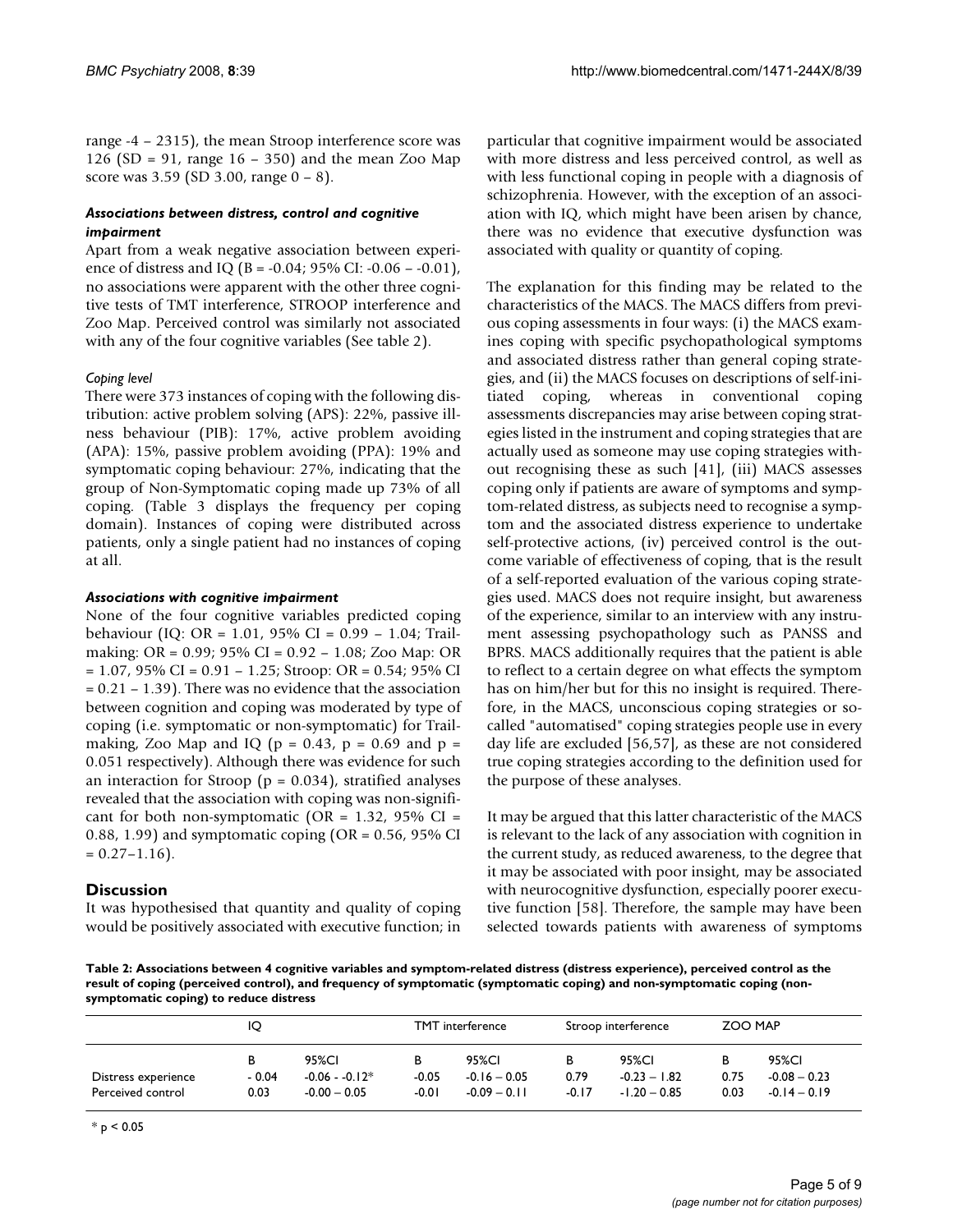range -4 – 2315), the mean Stroop interference score was 126 (SD = 91, range 16 – 350) and the mean Zoo Map score was 3.59 (SD 3.00, range 0 – 8).

### *Associations between distress, control and cognitive impairment*

Apart from a weak negative association between experience of distress and IQ (B = -0.04; 95% CI: -0.06 – -0.01), no associations were apparent with the other three cognitive tests of TMT interference, STROOP interference and Zoo Map. Perceived control was similarly not associated with any of the four cognitive variables (See table 2).

#### *Coping level*

There were 373 instances of coping with the following distribution: active problem solving (APS): 22%, passive illness behaviour (PIB): 17%, active problem avoiding (APA): 15%, passive problem avoiding (PPA): 19% and symptomatic coping behaviour: 27%, indicating that the group of Non-Symptomatic coping made up 73% of all coping. (Table 3 displays the frequency per coping domain). Instances of coping were distributed across patients, only a single patient had no instances of coping at all.

### *Associations with cognitive impairment*

None of the four cognitive variables predicted coping behaviour (IQ: OR = 1.01, 95% CI = 0.99 – 1.04; Trailmaking: OR = 0.99; 95% CI = 0.92 – 1.08; Zoo Map: OR = 1.07, 95% CI = 0.91 – 1.25; Stroop: OR = 0.54; 95% CI = 0.21 – 1.39). There was no evidence that the association between cognition and coping was moderated by type of coping (i.e. symptomatic or non-symptomatic) for Trailmaking, Zoo Map and IQ ($p = 0.43$, $p = 0.69$ and $p = 0.051$ respectively). Although there was evidence for such an interaction for Stroop ($p = 0.034$), stratified analyses revealed that the association with coping was non-significant for both non-symptomatic (OR = 1.32, 95% CI = 0.88, 1.99) and symptomatic coping (OR = 0.56, 95% CI = 0.27–1.16).

## Discussion

It was hypothesised that quantity and quality of coping would be positively associated with executive function; in particular that cognitive impairment would be associated with more distress and less perceived control, as well as with less functional coping in people with a diagnosis of schizophrenia. However, with the exception of an association with IQ, which might have been arisen by chance, there was no evidence that executive dysfunction was associated with quality or quantity of coping.

The explanation for this finding may be related to the characteristics of the MACS. The MACS differs from previous coping assessments in four ways: (i) the MACS examines coping with specific psychopathological symptoms and associated distress rather than general coping strategies, and (ii) the MACS focuses on descriptions of self-initiated coping, whereas in conventional coping assessments discrepancies may arise between coping strategies listed in the instrument and coping strategies that are actually used as someone may use coping strategies without recognising these as such [41], (iii) MACS assesses coping only if patients are aware of symptoms and symptom-related distress, as subjects need to recognise a symptom and the associated distress experience to undertake self-protective actions, (iv) perceived control is the outcome variable of effectiveness of coping, that is the result of a self-reported evaluation of the various coping strategies used. MACS does not require insight, but awareness of the experience, similar to an interview with any instrument assessing psychopathology such as PANSS and BPRS. MACS additionally requires that the patient is able to reflect to a certain degree on what effects the symptom has on him/her but for this no insight is required. Therefore, in the MACS, unconscious coping strategies or so-called "automatised" coping strategies people use in every day life are excluded [56,57], as these are not considered true coping strategies according to the definition used for the purpose of these analyses.

It may be argued that this latter characteristic of the MACS is relevant to the lack of any association with cognition in the current study, as reduced awareness, to the degree that it may be associated with poor insight, may be associated with neurocognitive dysfunction, especially poorer executive function [58]. Therefore, the sample may have been selected towards patients with awareness of symptoms

**Table 2: Associations between 4 cognitive variables and symptom-related distress (distress experience), perceived control as the result of coping (perceived control), and frequency of symptomatic (symptomatic coping) and non-symptomatic coping (non-symptomatic coping) to reduce distress**

| | IQ | | TMT interference | | Stroop interference | | ZOO MAP | |
|---|---|---|---|---|---|---|---|---|
| | B | 95%CI | B | 95%CI | B | 95%CI | B | 95%CI |
| Distress experience | - 0.04 | -0.06 - -0.12* | -0.05 | -0.16 – 0.05 | 0.79 | -0.23 – 1.82 | 0.75 | -0.08 – 0.23 |
| Perceived control | 0.03 | -0.00 – 0.05 | -0.01 | -0.09 – 0.11 | -0.17 | -1.20 – 0.85 | 0.03 | -0.14 – 0.19 |

* $p < 0.05$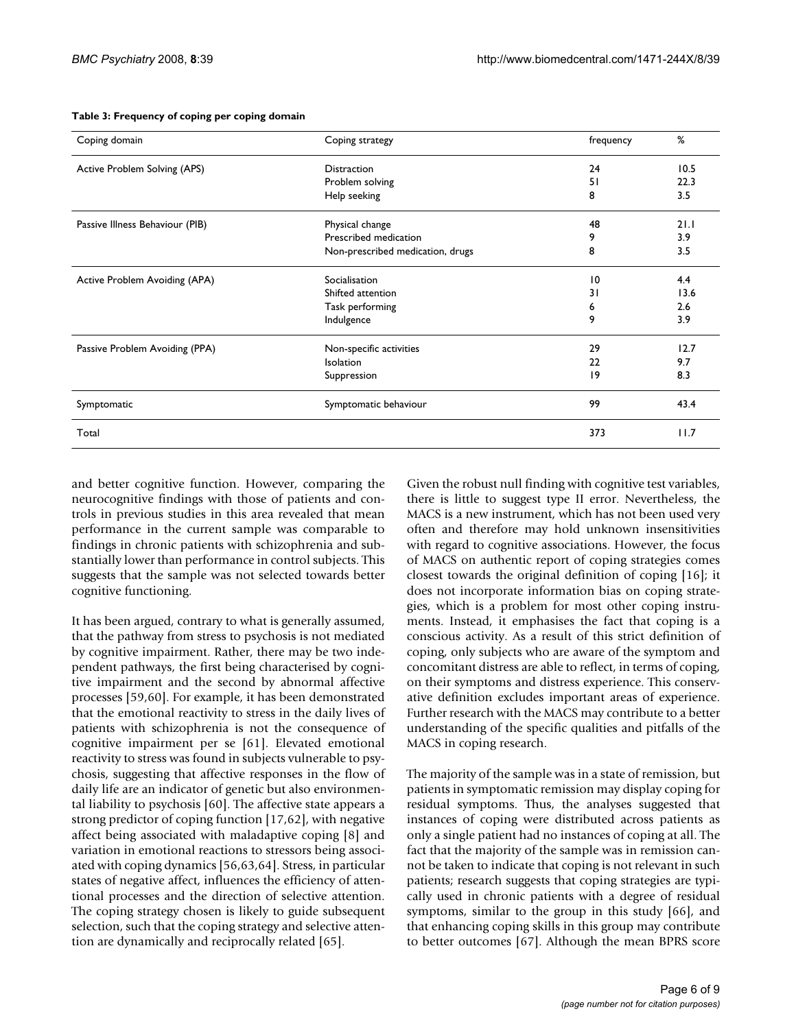**Table 3: Frequency of coping per coping domain**

| Coping domain | Coping strategy | frequency | % |
|---|---|---|---|
| Active Problem Solving (APS) | Distraction | 24 | 10.5 |
| | Problem solving | 51 | 22.3 |
| | Help seeking | 8 | 3.5 |
| Passive Illness Behaviour (PIB) | Physical change | 48 | 21.1 |
| | Prescribed medication | 9 | 3.9 |
| | Non-prescribed medication, drugs | 8 | 3.5 |
| Active Problem Avoiding (APA) | Socialisation | 10 | 4.4 |
| | Shifted attention | 31 | 13.6 |
| | Task performing | 6 | 2.6 |
| | Indulgence | 9 | 3.9 |
| Passive Problem Avoiding (PPA) | Non-specific activities | 29 | 12.7 |
| | Isolation | 22 | 9.7 |
| | Suppression | 19 | 8.3 |
| Symptomatic | Symptomatic behaviour | 99 | 43.4 |
| Total | | 373 | 11.7 |

and better cognitive function. However, comparing the neurocognitive findings with those of patients and controls in previous studies in this area revealed that mean performance in the current sample was comparable to findings in chronic patients with schizophrenia and substantially lower than performance in control subjects. This suggests that the sample was not selected towards better cognitive functioning.

It has been argued, contrary to what is generally assumed, that the pathway from stress to psychosis is not mediated by cognitive impairment. Rather, there may be two independent pathways, the first being characterised by cognitive impairment and the second by abnormal affective processes [59,60]. For example, it has been demonstrated that the emotional reactivity to stress in the daily lives of patients with schizophrenia is not the consequence of cognitive impairment per se [61]. Elevated emotional reactivity to stress was found in subjects vulnerable to psychosis, suggesting that affective responses in the flow of daily life are an indicator of genetic but also environmental liability to psychosis [60]. The affective state appears a strong predictor of coping function [17,62], with negative affect being associated with maladaptive coping [8] and variation in emotional reactions to stressors being associated with coping dynamics [56,63,64]. Stress, in particular states of negative affect, influences the efficiency of attentional processes and the direction of selective attention. The coping strategy chosen is likely to guide subsequent selection, such that the coping strategy and selective attention are dynamically and reciprocally related [65].

Given the robust null finding with cognitive test variables, there is little to suggest type II error. Nevertheless, the MACS is a new instrument, which has not been used very often and therefore may hold unknown insensitivities with regard to cognitive associations. However, the focus of MACS on authentic report of coping strategies comes closest towards the original definition of coping [16]; it does not incorporate information bias on coping strategies, which is a problem for most other coping instruments. Instead, it emphasises the fact that coping is a conscious activity. As a result of this strict definition of coping, only subjects who are aware of the symptom and concomitant distress are able to reflect, in terms of coping, on their symptoms and distress experience. This conservative definition excludes important areas of experience. Further research with the MACS may contribute to a better understanding of the specific qualities and pitfalls of the MACS in coping research.

The majority of the sample was in a state of remission, but patients in symptomatic remission may display coping for residual symptoms. Thus, the analyses suggested that instances of coping were distributed across patients as only a single patient had no instances of coping at all. The fact that the majority of the sample was in remission cannot be taken to indicate that coping is not relevant in such patients; research suggests that coping strategies are typically used in chronic patients with a degree of residual symptoms, similar to the group in this study [66], and that enhancing coping skills in this group may contribute to better outcomes [67]. Although the mean BPRS score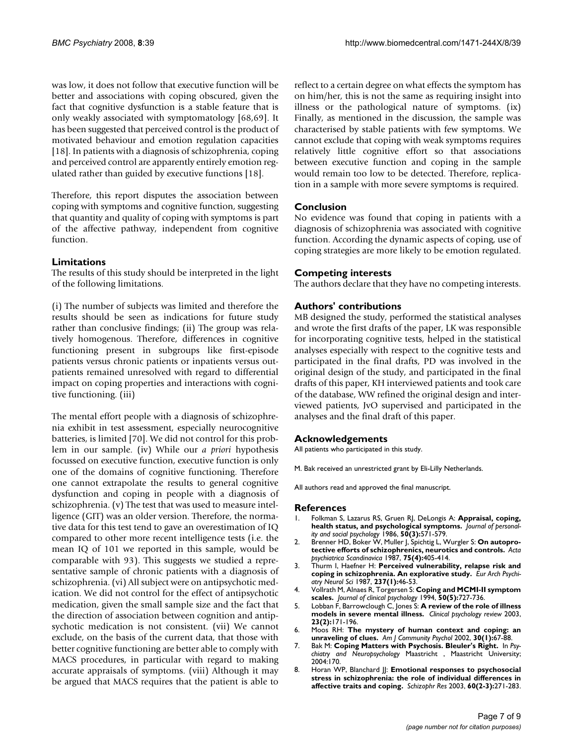was low, it does not follow that executive function will be better and associations with coping obscured, given the fact that cognitive dysfunction is a stable feature that is only weakly associated with symptomatology [68,69]. It has been suggested that perceived control is the product of motivated behaviour and emotion regulation capacities [18]. In patients with a diagnosis of schizophrenia, coping and perceived control are apparently entirely emotion regulated rather than guided by executive functions [18].

Therefore, this report disputes the association between coping with symptoms and cognitive function, suggesting that quantity and quality of coping with symptoms is part of the affective pathway, independent from cognitive function.

## Limitations

The results of this study should be interpreted in the light of the following limitations.

(i) The number of subjects was limited and therefore the results should be seen as indications for future study rather than conclusive findings; (ii) The group was relatively homogenous. Therefore, differences in cognitive functioning present in subgroups like first-episode patients versus chronic patients or inpatients versus outpatients remained unresolved with regard to differential impact on coping properties and interactions with cognitive functioning. (iii)

The mental effort people with a diagnosis of schizophrenia exhibit in test assessment, especially neurocognitive batteries, is limited [70]. We did not control for this problem in our sample. (iv) While our *a priori* hypothesis focussed on executive function, executive function is only one of the domains of cognitive functioning. Therefore one cannot extrapolate the results to general cognitive dysfunction and coping in people with a diagnosis of schizophrenia. (v) The test that was used to measure intelligence (GIT) was an older version. Therefore, the normative data for this test tend to gave an overestimation of IQ compared to other more recent intelligence tests (i.e. the mean IQ of 101 we reported in this sample, would be comparable with 93). This suggests we studied a representative sample of chronic patients with a diagnosis of schizophrenia. (vi) All subject were on antipsychotic medication. We did not control for the effect of antipsychotic medication, given the small sample size and the fact that the direction of association between cognition and antipsychotic medication is not consistent. (vii) We cannot exclude, on the basis of the current data, that those with better cognitive functioning are better able to comply with MACS procedures, in particular with regard to making accurate appraisals of symptoms. (viii) Although it may be argued that MACS requires that the patient is able to reflect to a certain degree on what effects the symptom has on him/her, this is not the same as requiring insight into illness or the pathological nature of symptoms. (ix) Finally, as mentioned in the discussion, the sample was characterised by stable patients with few symptoms. We cannot exclude that coping with weak symptoms requires relatively little cognitive effort so that associations between executive function and coping in the sample would remain too low to be detected. Therefore, replication in a sample with more severe symptoms is required.

## Conclusion

No evidence was found that coping in patients with a diagnosis of schizophrenia was associated with cognitive function. According the dynamic aspects of coping, use of coping strategies are more likely to be emotion regulated.

## Competing interests

The authors declare that they have no competing interests.

## Authors' contributions

MB designed the study, performed the statistical analyses and wrote the first drafts of the paper, LK was responsible for incorporating cognitive tests, helped in the statistical analyses especially with respect to the cognitive tests and participated in the final drafts, PD was involved in the original design of the study, and participated in the final drafts of this paper, KH interviewed patients and took care of the database, WW refined the original design and interviewed patients, JvO supervised and participated in the analyses and the final draft of this paper.

## Acknowledgements

All patients who participated in this study.

M. Bak received an unrestricted grant by Eli-Lilly Netherlands.

All authors read and approved the final manuscript.

## References

1. Folkman S, Lazarus RS, Gruen RJ, DeLongis A: **Appraisal, coping, health status, and psychological symptoms.** *Journal of personality and social psychology* 1986, **50(3):**571-579.
2. Brenner HD, Boker W, Muller J, Spichtig L, Wurgler S: **On autoprotective efforts of schizophrenics, neurotics and controls.** *Acta psychiatrica Scandinavica* 1987, **75(4):**405-414.
3. Thurm I, Haefner H: **Perceived vulnerability, relapse risk and coping in schizophrenia. An explorative study.** *Eur Arch Psychiatry Neurol Sci* 1987, **237(1):**46-53.
4. Vollrath M, Alnaes R, Torgersen S: **Coping and MCMI-II symptom scales.** *Journal of clinical psychology* 1994, **50(5):**727-736.
5. Lobban F, Barrowclough C, Jones S: **A review of the role of illness models in severe mental illness.** *Clinical psychology review* 2003, **23(2):**171-196.
6. Moos RH: **The mystery of human context and coping: an unraveling of clues.** *Am J Community Psychol* 2002, **30(1):**67-88.
7. Bak M: **Coping Matters with Psychosis. Bleuler's Right.** In *Psychiatry and Neuropsychology* Maastricht , Maastricht University; 2004:170.
8. Horan WP, Blanchard JJ: **Emotional responses to psychosocial stress in schizophrenia: the role of individual differences in affective traits and coping.** *Schizophr Res* 2003, **60(2-3):**271-283.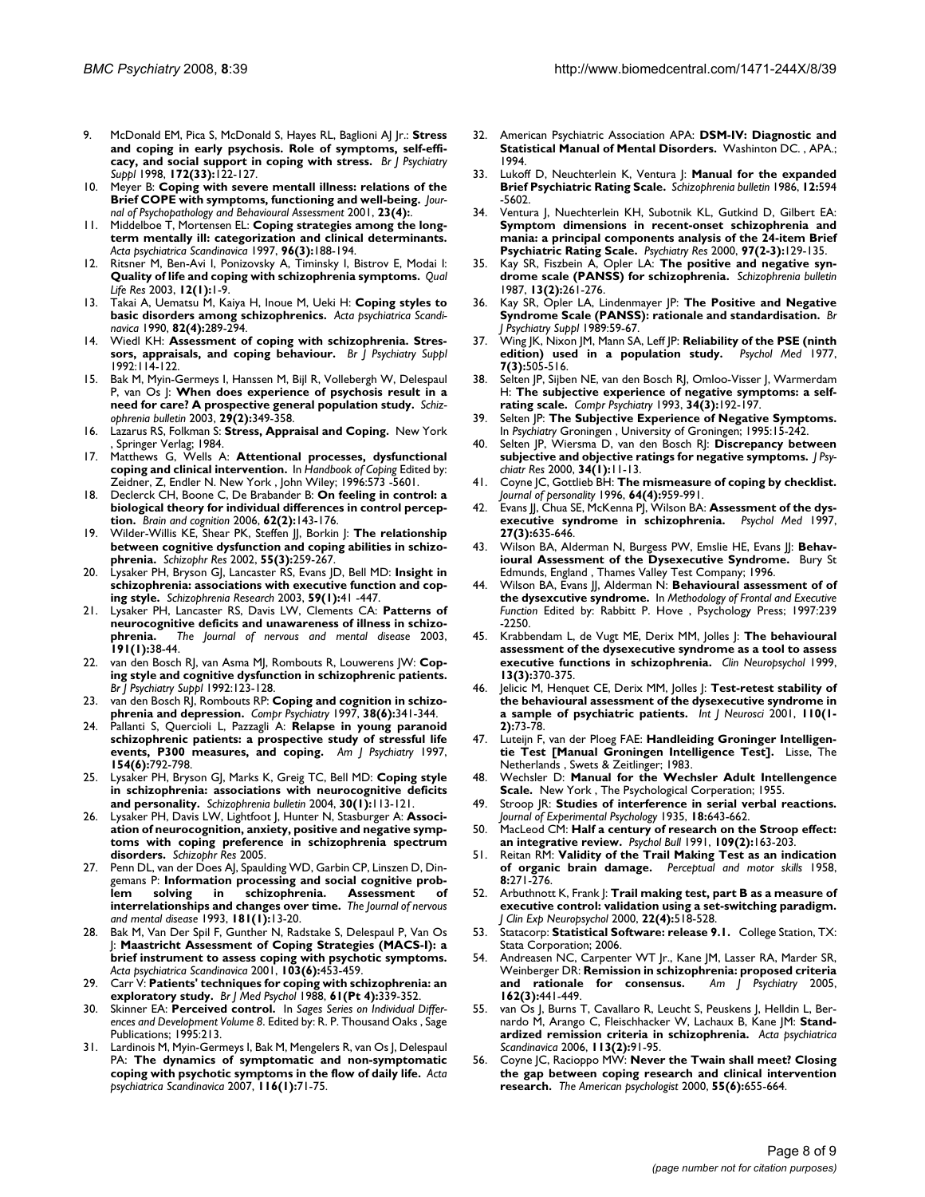9. McDonald EM, Pica S, McDonald S, Hayes RL, Baglioni AJ Jr.: **Stress and coping in early psychosis. Role of symptoms, self-efficacy, and social support in coping with stress.** *Br J Psychiatry Suppl* 1998, **172(33):**122-127.
10. Meyer B: **Coping with severe mentall illness: relations of the Brief COPE with symptoms, functioning and well-being.** *Journal of Psychopathology and Behavioural Assessment* 2001, **23(4):**.
11. Middelboe T, Mortensen EL: **Coping strategies among the long-term mentally ill: categorization and clinical determinants.** *Acta psychiatrica Scandinavica* 1997, **96(3):**188-194.
12. Ritsner M, Ben-Avi I, Ponizovsky A, Timinsky I, Bistrov E, Modai I: **Quality of life and coping with schizophrenia symptoms.** *Qual Life Res* 2003, **12(1):**1-9.
13. Takai A, Uematsu M, Kaiya H, Inoue M, Ueki H: **Coping styles to basic disorders among schizophrenics.** *Acta psychiatrica Scandinavica* 1990, **82(4):**289-294.
14. Wiedl KH: **Assessment of coping with schizophrenia. Stressors, appraisals, and coping behaviour.** *Br J Psychiatry Suppl* 1992:114-122.
15. Bak M, Myin-Germeys I, Hanssen M, Bijl R, Vollebergh W, Delespaul P, van Os J: **When does experience of psychosis result in a need for care? A prospective general population study.** *Schizophrenia bulletin* 2003, **29(2):**349-358.
16. Lazarus RS, Folkman S: **Stress, Appraisal and Coping.** New York , Springer Verlag; 1984.
17. Matthews G, Wells A: **Attentional processes, dysfunctional coping and clinical intervention.** In *Handbook of Coping* Edited by: Zeidner, Z, Endler N. New York , John Wiley; 1996:573 -5601.
18. Declerck CH, Boone C, De Brabander B: **On feeling in control: a biological theory for individual differences in control perception.** *Brain and cognition* 2006, **62(2):**143-176.
19. Wilder-Willis KE, Shear PK, Steffen JJ, Borkin J: **The relationship between cognitive dysfunction and coping abilities in schizophrenia.** *Schizophr Res* 2002, **55(3):**259-267.
20. Lysaker PH, Bryson GJ, Lancaster RS, Evans JD, Bell MD: **Insight in schizophrenia: associations with executive function and coping style.** *Schizophrenia Research* 2003, **59(1):**41 -447.
21. Lysaker PH, Lancaster RS, Davis LW, Clements CA: **Patterns of neurocognitive deficits and unawareness of illness in schizophrenia.** *The Journal of nervous and mental disease* 2003, **191(1):**38-44.
22. van den Bosch RJ, van Asma MJ, Rombouts R, Louwerens JW: **Coping style and cognitive dysfunction in schizophrenic patients.** *Br J Psychiatry Suppl* 1992:123-128.
23. van den Bosch RJ, Rombouts RP: **Coping and cognition in schizophrenia and depression.** *Compr Psychiatry* 1997, **38(6):**341-344.
24. Pallanti S, Quercioli L, Pazzagli A: **Relapse in young paranoid schizophrenic patients: a prospective study of stressful life events, P300 measures, and coping.** *Am J Psychiatry* 1997, **154(6):**792-798.
25. Lysaker PH, Bryson GJ, Marks K, Greig TC, Bell MD: **Coping style in schizophrenia: associations with neurocognitive deficits and personality.** *Schizophrenia bulletin* 2004, **30(1):**113-121.
26. Lysaker PH, Davis LW, Lightfoot J, Hunter N, Stasburger A: **Association of neurocognition, anxiety, positive and negative symptoms with coping preference in schizophrenia spectrum disorders.** *Schizophr Res* 2005.
27. Penn DL, van der Does AJ, Spaulding WD, Garbin CP, Linszen D, Dingemans P: **Information processing and social cognitive problem solving in schizophrenia. Assessment of interrelationships and changes over time.** *The Journal of nervous and mental disease* 1993, **181(1):**13-20.
28. Bak M, Van Der Spil F, Gunther N, Radstake S, Delespaul P, Van Os J: **Maastricht Assessment of Coping Strategies (MACS-I): a brief instrument to assess coping with psychotic symptoms.** *Acta psychiatrica Scandinavica* 2001, **103(6):**453-459.
29. Carr V: **Patients' techniques for coping with schizophrenia: an exploratory study.** *Br J Med Psychol* 1988, **61(Pt 4):**339-352.
30. Skinner EA: **Perceived control.** In *Sages Series on Individual Differences and Development Volume 8*. Edited by: R. P. Thousand Oaks , Sage Publications; 1995:213.
31. Lardinois M, Myin-Germeys I, Bak M, Mengelers R, van Os J, Delespaul PA: **The dynamics of symptomatic and non-symptomatic coping with psychotic symptoms in the flow of daily life.** *Acta psychiatrica Scandinavica* 2007, **116(1):**71-75.
32. American Psychiatric Association APA: **DSM-IV: Diagnostic and Statistical Manual of Mental Disorders.** Washinton DC. , APA.; 1994.
33. Lukoff D, Neuchterlein K, Ventura J: **Manual for the expanded Brief Psychiatric Rating Scale.** *Schizophrenia bulletin* 1986, **12:**594 -5602.
34. Ventura J, Nuechterlein KH, Subotnik KL, Gutkind D, Gilbert EA: **Symptom dimensions in recent-onset schizophrenia and mania: a principal components analysis of the 24-item Brief Psychiatric Rating Scale.** *Psychiatry Res* 2000, **97(2-3):**129-135.
35. Kay SR, Fiszbein A, Opler LA: **The positive and negative syndrome scale (PANSS) for schizophrenia.** *Schizophrenia bulletin* 1987, **13(2):**261-276.
36. Kay SR, Opler LA, Lindenmayer JP: **The Positive and Negative Syndrome Scale (PANSS): rationale and standardisation.** *Br J Psychiatry Suppl* 1989:59-67.
37. Wing JK, Nixon JM, Mann SA, Leff JP: **Reliability of the PSE (ninth edition) used in a population study.** *Psychol Med* 1977, **7(3):**505-516.
38. Selten JP, Sijben NE, van den Bosch RJ, Omloo-Visser J, Warmerdam H: **The subjective experience of negative symptoms: a self-rating scale.** *Compr Psychiatry* 1993, **34(3):**192-197.
39. Selten JP: **The Subjective Experience of Negative Symptoms.** In *Psychiatry* Groningen , University of Groningen; 1995:15-242.
40. Selten JP, Wiersma D, van den Bosch RJ: **Discrepancy between subjective and objective ratings for negative symptoms.** *J Psychiatr Res* 2000, **34(1):**11-13.
41. Coyne JC, Gottlieb BH: **The mismeasure of coping by checklist.** *Journal of personality* 1996, **64(4):**959-991.
42. Evans JJ, Chua SE, McKenna PJ, Wilson BA: **Assessment of the dysexecutive syndrome in schizophrenia.** *Psychol Med* 1997, **27(3):**635-646.
43. Wilson BA, Alderman N, Burgess PW, Emslie HE, Evans JJ: **Behavioural Assessment of the Dysexecutive Syndrome.** Bury St Edmunds, England , Thames Valley Test Company; 1996.
44. Wilson BA, Evans JJ, Alderman N: **Behavioural assessment of of the dysexcutive syndrome.** In *Methodology of Frontal and Executive Function* Edited by: Rabbitt P. Hove , Psychology Press; 1997:239 -2250.
45. Krabbendam L, de Vugt ME, Derix MM, Jolles J: **The behavioural assessment of the dysexecutive syndrome as a tool to assess executive functions in schizophrenia.** *Clin Neuropsychol* 1999, **13(3):**370-375.
46. Jelicic M, Henquet CE, Derix MM, Jolles J: **Test-retest stability of the behavioural assessment of the dysexecutive syndrome in a sample of psychiatric patients.** *Int J Neurosci* 2001, **110(1-2):**73-78.
47. Luteijn F, van der Ploeg FAE: **Handleiding Groninger Intelligentie Test [Manual Groningen Intelligence Test].** Lisse, The Netherlands , Swets & Zeitlinger; 1983.
48. Wechsler D: **Manual for the Wechsler Adult Intellengence Scale.** New York , The Psychological Corperation; 1955.
49. Stroop JR: **Studies of interference in serial verbal reactions.** *Journal of Experimental Psychology* 1935, **18:**643-662.
50. MacLeod CM: **Half a century of research on the Stroop effect: an integrative review.** *Psychol Bull* 1991, **109(2):**163-203.
51. Reitan RM: **Validity of the Trail Making Test as an indication of organic brain damage.** *Perceptual and motor skills* 1958, **8:**271-276.
52. Arbuthnott K, Frank J: **Trail making test, part B as a measure of executive control: validation using a set-switching paradigm.** *J Clin Exp Neuropsychol* 2000, **22(4):**518-528.
53. Statacorp: **Statistical Software: release 9.1.** College Station, TX: Stata Corporation; 2006.
54. Andreasen NC, Carpenter WT Jr., Kane JM, Lasser RA, Marder SR, Weinberger DR: **Remission in schizophrenia: proposed criteria and rationale for consensus.** *Am J Psychiatry* 2005, **162(3):**441-449.
55. van Os J, Burns T, Cavallaro R, Leucht S, Peuskens J, Helldin L, Bernardo M, Arango C, Fleischhacker W, Lachaux B, Kane JM: **Standardized remission criteria in schizophrenia.** *Acta psychiatrica Scandinavica* 2006, **113(2):**91-95.
56. Coyne JC, Racioppo MW: **Never the Twain shall meet? Closing the gap between coping research and clinical intervention research.** *The American psychologist* 2000, **55(6):**655-664.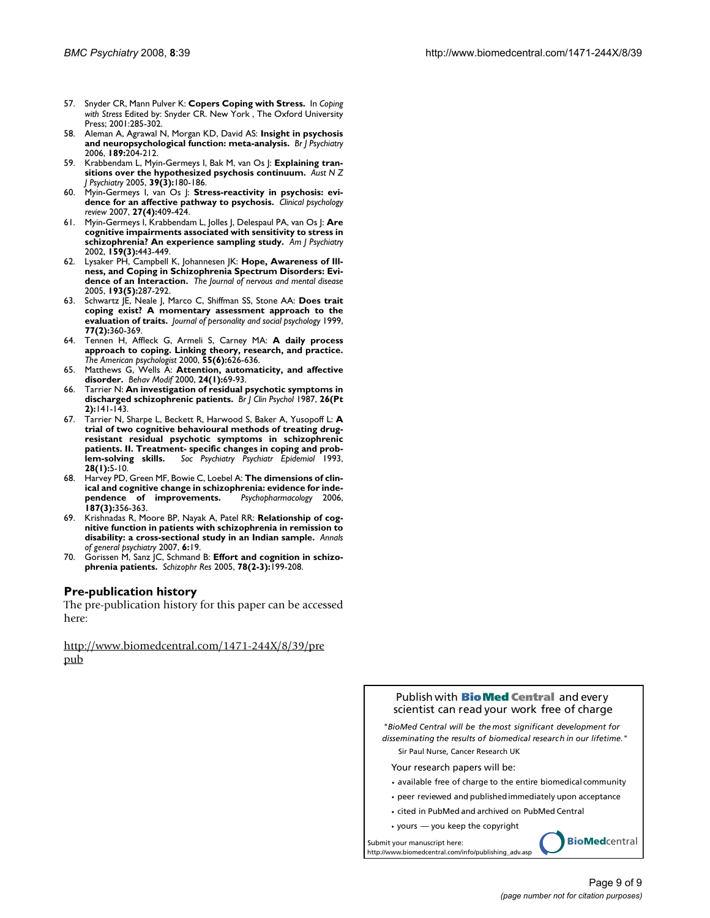57. Snyder CR, Mann Pulver K: **Copers Coping with Stress.** In *Coping with Stress* Edited by: Snyder CR. New York , The Oxford University Press; 2001:285-302.
58. Aleman A, Agrawal N, Morgan KD, David AS: **Insight in psychosis and neuropsychological function: meta-analysis.** *Br J Psychiatry* 2006, **189:**204-212.
59. Krabbendam L, Myin-Germeys I, Bak M, van Os J: **Explaining transitions over the hypothesized psychosis continuum.** *Aust N Z J Psychiatry* 2005, **39(3):**180-186.
60. Myin-Germeys I, van Os J: **Stress-reactivity in psychosis: evidence for an affective pathway to psychosis.** *Clinical psychology review* 2007, **27(4):**409-424.
61. Myin-Germeys I, Krabbendam L, Jolles J, Delespaul PA, van Os J: **Are cognitive impairments associated with sensitivity to stress in schizophrenia? An experience sampling study.** *Am J Psychiatry* 2002, **159(3):**443-449.
62. Lysaker PH, Campbell K, Johannesen JK: **Hope, Awareness of Illness, and Coping in Schizophrenia Spectrum Disorders: Evidence of an Interaction.** *The Journal of nervous and mental disease* 2005, **193(5):**287-292.
63. Schwartz JE, Neale J, Marco C, Shiffman SS, Stone AA: **Does trait coping exist? A momentary assessment approach to the evaluation of traits.** *Journal of personality and social psychology* 1999, **77(2):**360-369.
64. Tennen H, Affleck G, Armeli S, Carney MA: **A daily process approach to coping. Linking theory, research, and practice.** *The American psychologist* 2000, **55(6):**626-636.
65. Matthews G, Wells A: **Attention, automaticity, and affective disorder.** *Behav Modif* 2000, **24(1):**69-93.
66. Tarrier N: **An investigation of residual psychotic symptoms in discharged schizophrenic patients.** *Br J Clin Psychol* 1987, **26(Pt 2):**141-143.
67. Tarrier N, Sharpe L, Beckett R, Harwood S, Baker A, Yusopoff L: **A trial of two cognitive behavioural methods of treating drug-resistant residual psychotic symptoms in schizophrenic patients. II. Treatment- specific changes in coping and problem-solving skills.** *Soc Psychiatry Psychiatr Epidemiol* 1993, **28(1):**5-10.
68. Harvey PD, Green MF, Bowie C, Loebel A: **The dimensions of clinical and cognitive change in schizophrenia: evidence for independence of improvements.** *Psychopharmacology* 2006, **187(3):**356-363.
69. Krishnadas R, Moore BP, Nayak A, Patel RR: **Relationship of cognitive function in patients with schizophrenia in remission to disability: a cross-sectional study in an Indian sample.** *Annals of general psychiatry* 2007, **6:**19.
70. Gorissen M, Sanz JC, Schmand B: **Effort and cognition in schizophrenia patients.** *Schizophr Res* 2005, **78(2-3):**199-208.

## Pre-publication history

The pre-publication history for this paper can be accessed here:

http://www.biomedcentral.com/1471-244X/8/39/prepub

Publish with **BioMed Central** and every scientist can read your work free of charge

*"BioMed Central will be the most significant development for disseminating the results of biomedical research in our lifetime."*

Sir Paul Nurse, Cancer Research UK

Your research papers will be:

- available free of charge to the entire biomedical community
- peer reviewed and published immediately upon acceptance
- cited in PubMed and archived on PubMed Central
- yours — you keep the copyright

Submit your manuscript here:
http://www.biomedcentral.com/info/publishing_adv.asp

**BioMed**central